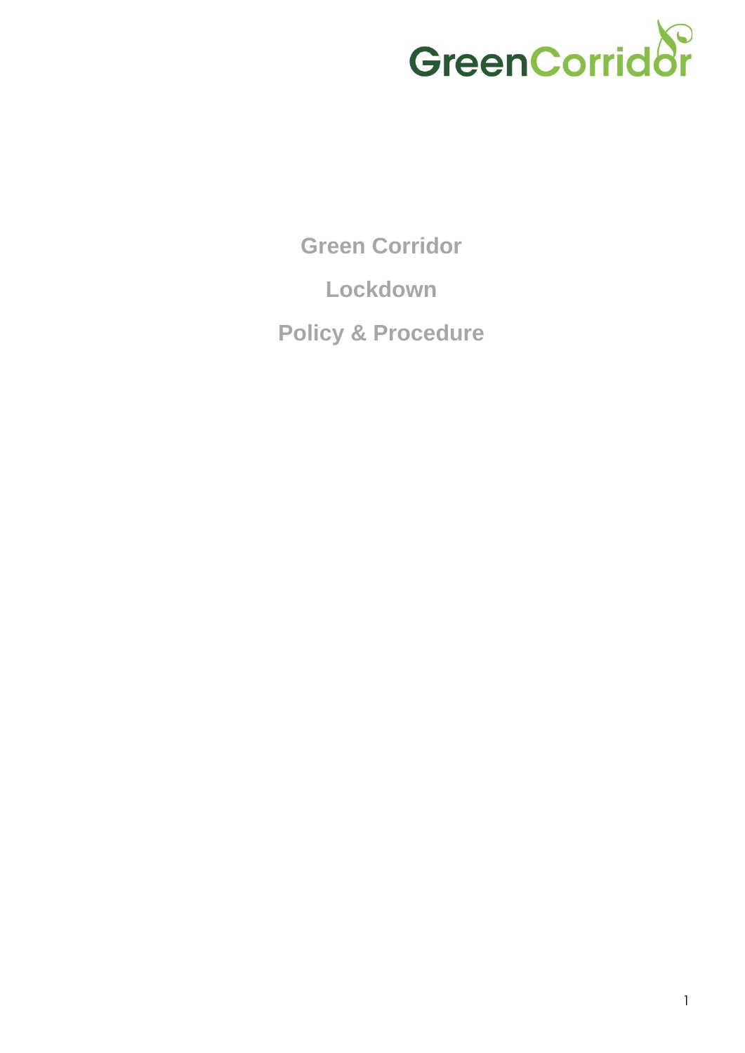GreenCorridor

# Green Corridor

# Lockdown

# Policy & Procedure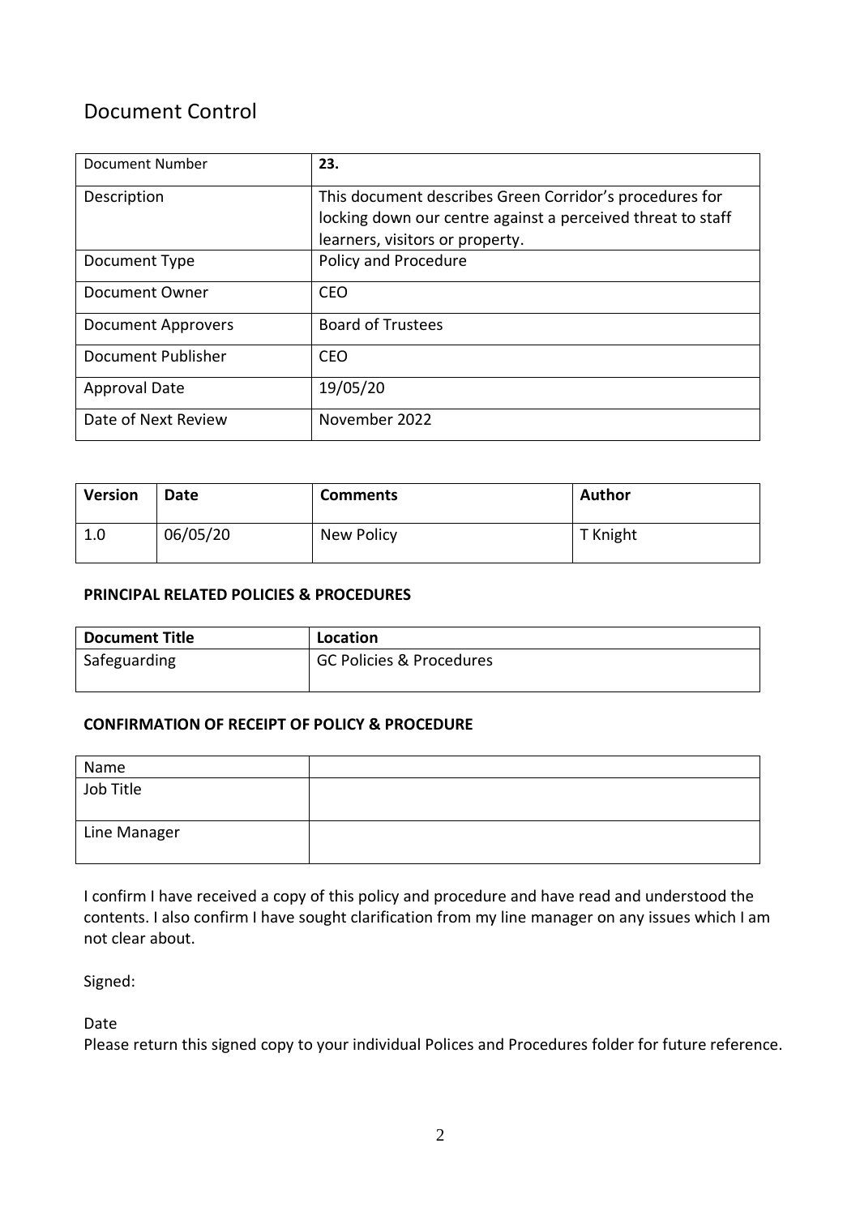# Document Control

| Document Number | **23.** |
|---|---|
| Description | This document describes Green Corridor's procedures for locking down our centre against a perceived threat to staff learners, visitors or property. |
| Document Type | Policy and Procedure |
| Document Owner | CEO |
| Document Approvers | Board of Trustees |
| Document Publisher | CEO |
| Approval Date | 19/05/20 |
| Date of Next Review | November 2022 |

| **Version** | **Date** | **Comments** | **Author** |
|---|---|---|---|
| 1.0 | 06/05/20 | New Policy | T Knight |

**PRINCIPAL RELATED POLICIES & PROCEDURES**

| **Document Title** | **Location** |
|---|---|
| Safeguarding | GC Policies & Procedures |

**CONFIRMATION OF RECEIPT OF POLICY & PROCEDURE**

| Name | |
|---|---|
| Job Title | |
| Line Manager | |

I confirm I have received a copy of this policy and procedure and have read and understood the contents. I also confirm I have sought clarification from my line manager on any issues which I am not clear about.

Signed:

Date

Please return this signed copy to your individual Polices and Procedures folder for future reference.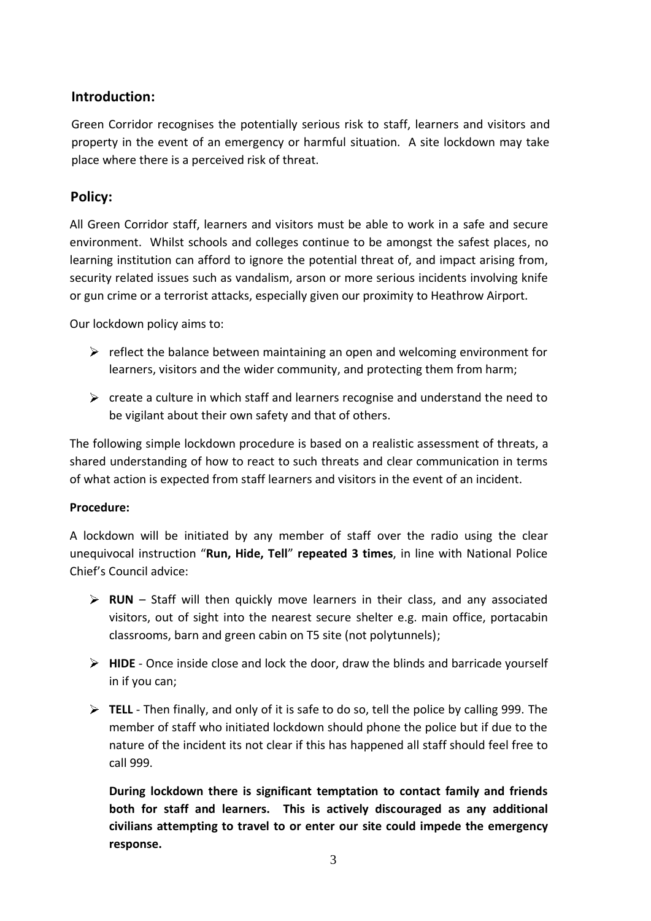## Introduction:

Green Corridor recognises the potentially serious risk to staff, learners and visitors and property in the event of an emergency or harmful situation. A site lockdown may take place where there is a perceived risk of threat.

## Policy:

All Green Corridor staff, learners and visitors must be able to work in a safe and secure environment. Whilst schools and colleges continue to be amongst the safest places, no learning institution can afford to ignore the potential threat of, and impact arising from, security related issues such as vandalism, arson or more serious incidents involving knife or gun crime or a terrorist attacks, especially given our proximity to Heathrow Airport.

Our lockdown policy aims to:

- reflect the balance between maintaining an open and welcoming environment for learners, visitors and the wider community, and protecting them from harm;
- create a culture in which staff and learners recognise and understand the need to be vigilant about their own safety and that of others.

The following simple lockdown procedure is based on a realistic assessment of threats, a shared understanding of how to react to such threats and clear communication in terms of what action is expected from staff learners and visitors in the event of an incident.

**Procedure:**

A lockdown will be initiated by any member of staff over the radio using the clear unequivocal instruction "**Run, Hide, Tell**" **repeated 3 times**, in line with National Police Chief's Council advice:

- **RUN** – Staff will then quickly move learners in their class, and any associated visitors, out of sight into the nearest secure shelter e.g. main office, portacabin classrooms, barn and green cabin on T5 site (not polytunnels);
- **HIDE** - Once inside close and lock the door, draw the blinds and barricade yourself in if you can;
- **TELL** - Then finally, and only of it is safe to do so, tell the police by calling 999. The member of staff who initiated lockdown should phone the police but if due to the nature of the incident its not clear if this has happened all staff should feel free to call 999.

  **During lockdown there is significant temptation to contact family and friends both for staff and learners. This is actively discouraged as any additional civilians attempting to travel to or enter our site could impede the emergency response.**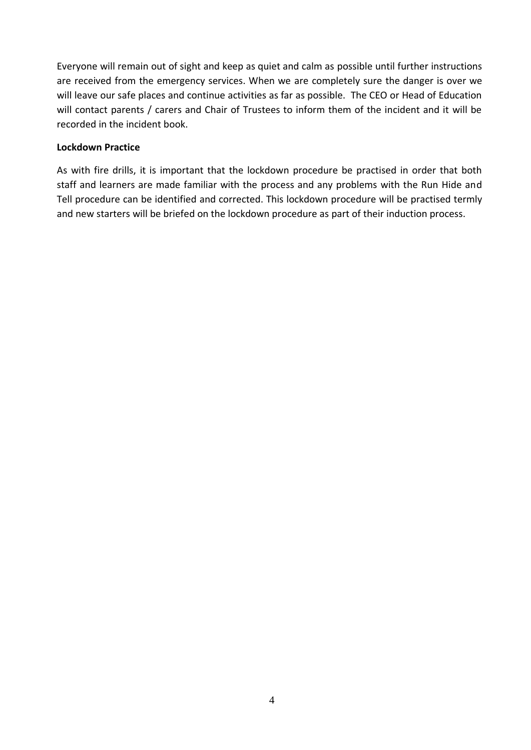Everyone will remain out of sight and keep as quiet and calm as possible until further instructions are received from the emergency services. When we are completely sure the danger is over we will leave our safe places and continue activities as far as possible. The CEO or Head of Education will contact parents / carers and Chair of Trustees to inform them of the incident and it will be recorded in the incident book.

**Lockdown Practice**

As with fire drills, it is important that the lockdown procedure be practised in order that both staff and learners are made familiar with the process and any problems with the Run Hide and Tell procedure can be identified and corrected. This lockdown procedure will be practised termly and new starters will be briefed on the lockdown procedure as part of their induction process.